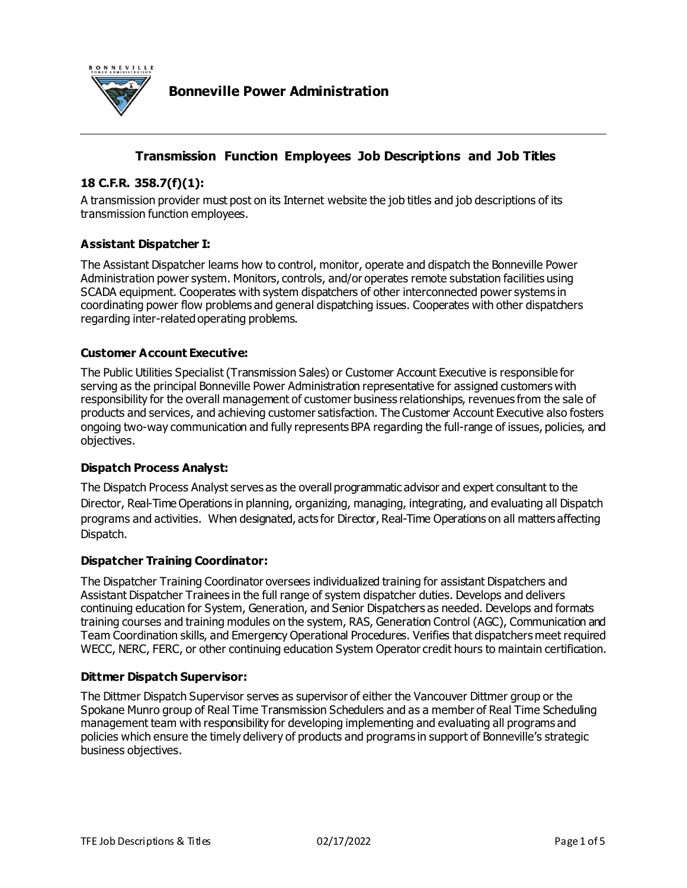# Bonneville Power Administration

## Transmission Function Employees Job Descriptions and Job Titles

### 18 C.F.R. 358.7(f)(1):

A transmission provider must post on its Internet website the job titles and job descriptions of its transmission function employees.

### Assistant Dispatcher I:

The Assistant Dispatcher learns how to control, monitor, operate and dispatch the Bonneville Power Administration power system. Monitors, controls, and/or operates remote substation facilities using SCADA equipment. Cooperates with system dispatchers of other interconnected power systems in coordinating power flow problems and general dispatching issues. Cooperates with other dispatchers regarding inter-related operating problems.

### Customer Account Executive:

The Public Utilities Specialist (Transmission Sales) or Customer Account Executive is responsible for serving as the principal Bonneville Power Administration representative for assigned customers with responsibility for the overall management of customer business relationships, revenues from the sale of products and services, and achieving customer satisfaction. The Customer Account Executive also fosters ongoing two-way communication and fully represents BPA regarding the full-range of issues, policies, and objectives.

### Dispatch Process Analyst:

The Dispatch Process Analyst serves as the overall programmatic advisor and expert consultant to the Director, Real-Time Operations in planning, organizing, managing, integrating, and evaluating all Dispatch programs and activities. When designated, acts for Director, Real-Time Operations on all matters affecting Dispatch.

### Dispatcher Training Coordinator:

The Dispatcher Training Coordinator oversees individualized training for assistant Dispatchers and Assistant Dispatcher Trainees in the full range of system dispatcher duties. Develops and delivers continuing education for System, Generation, and Senior Dispatchers as needed. Develops and formats training courses and training modules on the system, RAS, Generation Control (AGC), Communication and Team Coordination skills, and Emergency Operational Procedures. Verifies that dispatchers meet required WECC, NERC, FERC, or other continuing education System Operator credit hours to maintain certification.

### Dittmer Dispatch Supervisor:

The Dittmer Dispatch Supervisor serves as supervisor of either the Vancouver Dittmer group or the Spokane Munro group of Real Time Transmission Schedulers and as a member of Real Time Scheduling management team with responsibility for developing implementing and evaluating all programs and policies which ensure the timely delivery of products and programs in support of Bonneville's strategic business objectives.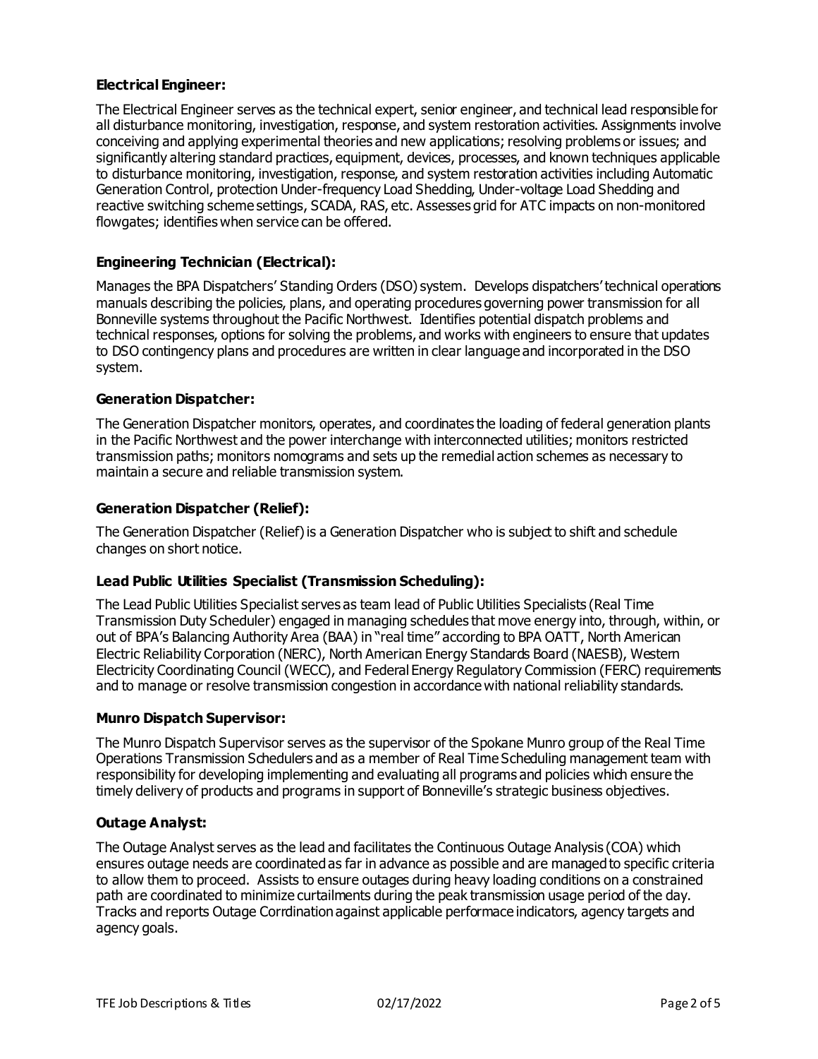**Electrical Engineer:**

The Electrical Engineer serves as the technical expert, senior engineer, and technical lead responsible for all disturbance monitoring, investigation, response, and system restoration activities. Assignments involve conceiving and applying experimental theories and new applications; resolving problems or issues; and significantly altering standard practices, equipment, devices, processes, and known techniques applicable to disturbance monitoring, investigation, response, and system restoration activities including Automatic Generation Control, protection Under-frequency Load Shedding, Under-voltage Load Shedding and reactive switching scheme settings, SCADA, RAS, etc. Assesses grid for ATC impacts on non-monitored flowgates; identifies when service can be offered.

**Engineering Technician (Electrical):**

Manages the BPA Dispatchers' Standing Orders (DSO) system. Develops dispatchers' technical operations manuals describing the policies, plans, and operating procedures governing power transmission for all Bonneville systems throughout the Pacific Northwest. Identifies potential dispatch problems and technical responses, options for solving the problems, and works with engineers to ensure that updates to DSO contingency plans and procedures are written in clear language and incorporated in the DSO system.

**Generation Dispatcher:**

The Generation Dispatcher monitors, operates, and coordinates the loading of federal generation plants in the Pacific Northwest and the power interchange with interconnected utilities; monitors restricted transmission paths; monitors nomograms and sets up the remedial action schemes as necessary to maintain a secure and reliable transmission system.

**Generation Dispatcher (Relief):**

The Generation Dispatcher (Relief) is a Generation Dispatcher who is subject to shift and schedule changes on short notice.

**Lead Public Utilities Specialist (Transmission Scheduling):**

The Lead Public Utilities Specialist serves as team lead of Public Utilities Specialists (Real Time Transmission Duty Scheduler) engaged in managing schedules that move energy into, through, within, or out of BPA's Balancing Authority Area (BAA) in "real time" according to BPA OATT, North American Electric Reliability Corporation (NERC), North American Energy Standards Board (NAESB), Western Electricity Coordinating Council (WECC), and Federal Energy Regulatory Commission (FERC) requirements and to manage or resolve transmission congestion in accordance with national reliability standards.

**Munro Dispatch Supervisor:**

The Munro Dispatch Supervisor serves as the supervisor of the Spokane Munro group of the Real Time Operations Transmission Schedulers and as a member of Real Time Scheduling management team with responsibility for developing implementing and evaluating all programs and policies which ensure the timely delivery of products and programs in support of Bonneville's strategic business objectives.

**Outage Analyst:**

The Outage Analyst serves as the lead and facilitates the Continuous Outage Analysis (COA) which ensures outage needs are coordinated as far in advance as possible and are managed to specific criteria to allow them to proceed. Assists to ensure outages during heavy loading conditions on a constrained path are coordinated to minimize curtailments during the peak transmission usage period of the day. Tracks and reports Outage Corrdination against applicable performace indicators, agency targets and agency goals.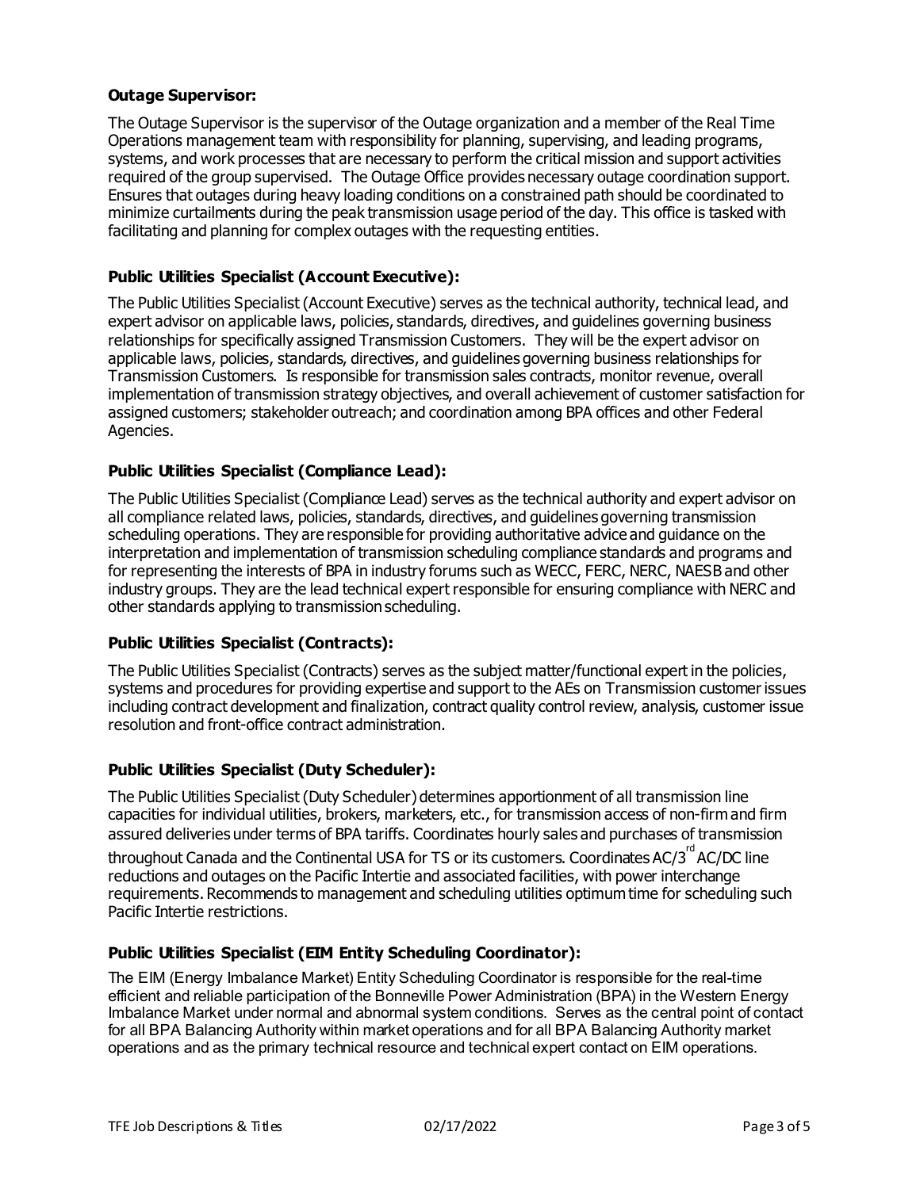**Outage Supervisor:**

The Outage Supervisor is the supervisor of the Outage organization and a member of the Real Time Operations management team with responsibility for planning, supervising, and leading programs, systems, and work processes that are necessary to perform the critical mission and support activities required of the group supervised. The Outage Office provides necessary outage coordination support. Ensures that outages during heavy loading conditions on a constrained path should be coordinated to minimize curtailments during the peak transmission usage period of the day. This office is tasked with facilitating and planning for complex outages with the requesting entities.

**Public Utilities Specialist (Account Executive):**

The Public Utilities Specialist (Account Executive) serves as the technical authority, technical lead, and expert advisor on applicable laws, policies, standards, directives, and guidelines governing business relationships for specifically assigned Transmission Customers. They will be the expert advisor on applicable laws, policies, standards, directives, and guidelines governing business relationships for Transmission Customers. Is responsible for transmission sales contracts, monitor revenue, overall implementation of transmission strategy objectives, and overall achievement of customer satisfaction for assigned customers; stakeholder outreach; and coordination among BPA offices and other Federal Agencies.

**Public Utilities Specialist (Compliance Lead):**

The Public Utilities Specialist (Compliance Lead) serves as the technical authority and expert advisor on all compliance related laws, policies, standards, directives, and guidelines governing transmission scheduling operations. They are responsible for providing authoritative advice and guidance on the interpretation and implementation of transmission scheduling compliance standards and programs and for representing the interests of BPA in industry forums such as WECC, FERC, NERC, NAESB and other industry groups. They are the lead technical expert responsible for ensuring compliance with NERC and other standards applying to transmission scheduling.

**Public Utilities Specialist (Contracts):**

The Public Utilities Specialist (Contracts) serves as the subject matter/functional expert in the policies, systems and procedures for providing expertise and support to the AEs on Transmission customer issues including contract development and finalization, contract quality control review, analysis, customer issue resolution and front-office contract administration.

**Public Utilities Specialist (Duty Scheduler):**

The Public Utilities Specialist (Duty Scheduler) determines apportionment of all transmission line capacities for individual utilities, brokers, marketers, etc., for transmission access of non-firm and firm assured deliveries under terms of BPA tariffs. Coordinates hourly sales and purchases of transmission throughout Canada and the Continental USA for TS or its customers. Coordinates AC/3rd AC/DC line reductions and outages on the Pacific Intertie and associated facilities, with power interchange requirements. Recommends to management and scheduling utilities optimum time for scheduling such Pacific Intertie restrictions.

**Public Utilities Specialist (EIM Entity Scheduling Coordinator):**

The EIM (Energy Imbalance Market) Entity Scheduling Coordinator is responsible for the real-time efficient and reliable participation of the Bonneville Power Administration (BPA) in the Western Energy Imbalance Market under normal and abnormal system conditions. Serves as the central point of contact for all BPA Balancing Authority within market operations and for all BPA Balancing Authority market operations and as the primary technical resource and technical expert contact on EIM operations.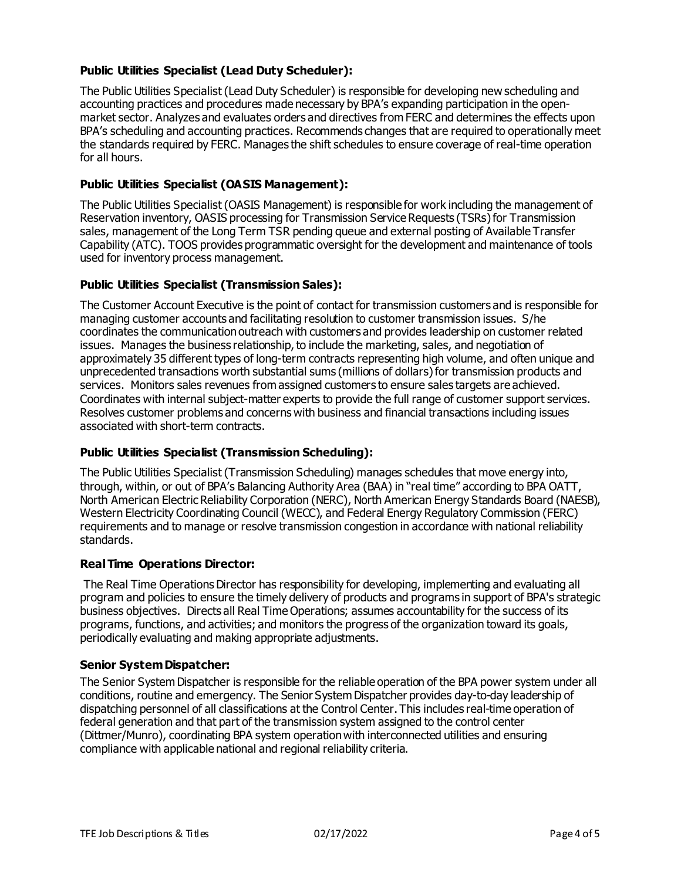**Public Utilities Specialist (Lead Duty Scheduler):**

The Public Utilities Specialist (Lead Duty Scheduler) is responsible for developing new scheduling and accounting practices and procedures made necessary by BPA's expanding participation in the open-market sector. Analyzes and evaluates orders and directives from FERC and determines the effects upon BPA's scheduling and accounting practices. Recommends changes that are required to operationally meet the standards required by FERC. Manages the shift schedules to ensure coverage of real-time operation for all hours.

**Public Utilities Specialist (OASIS Management):**

The Public Utilities Specialist (OASIS Management) is responsible for work including the management of Reservation inventory, OASIS processing for Transmission Service Requests (TSRs) for Transmission sales, management of the Long Term TSR pending queue and external posting of Available Transfer Capability (ATC). TOOS provides programmatic oversight for the development and maintenance of tools used for inventory process management.

**Public Utilities Specialist (Transmission Sales):**

The Customer Account Executive is the point of contact for transmission customers and is responsible for managing customer accounts and facilitating resolution to customer transmission issues. S/he coordinates the communication outreach with customers and provides leadership on customer related issues. Manages the business relationship, to include the marketing, sales, and negotiation of approximately 35 different types of long-term contracts representing high volume, and often unique and unprecedented transactions worth substantial sums (millions of dollars) for transmission products and services. Monitors sales revenues from assigned customers to ensure sales targets are achieved. Coordinates with internal subject-matter experts to provide the full range of customer support services. Resolves customer problems and concerns with business and financial transactions including issues associated with short-term contracts.

**Public Utilities Specialist (Transmission Scheduling):**

The Public Utilities Specialist (Transmission Scheduling) manages schedules that move energy into, through, within, or out of BPA's Balancing Authority Area (BAA) in "real time" according to BPA OATT, North American Electric Reliability Corporation (NERC), North American Energy Standards Board (NAESB), Western Electricity Coordinating Council (WECC), and Federal Energy Regulatory Commission (FERC) requirements and to manage or resolve transmission congestion in accordance with national reliability standards.

**Real Time Operations Director:**

The Real Time Operations Director has responsibility for developing, implementing and evaluating all program and policies to ensure the timely delivery of products and programs in support of BPA's strategic business objectives. Directs all Real Time Operations; assumes accountability for the success of its programs, functions, and activities; and monitors the progress of the organization toward its goals, periodically evaluating and making appropriate adjustments.

**Senior System Dispatcher:**

The Senior System Dispatcher is responsible for the reliable operation of the BPA power system under all conditions, routine and emergency. The Senior System Dispatcher provides day-to-day leadership of dispatching personnel of all classifications at the Control Center. This includes real-time operation of federal generation and that part of the transmission system assigned to the control center (Dittmer/Munro), coordinating BPA system operation with interconnected utilities and ensuring compliance with applicable national and regional reliability criteria.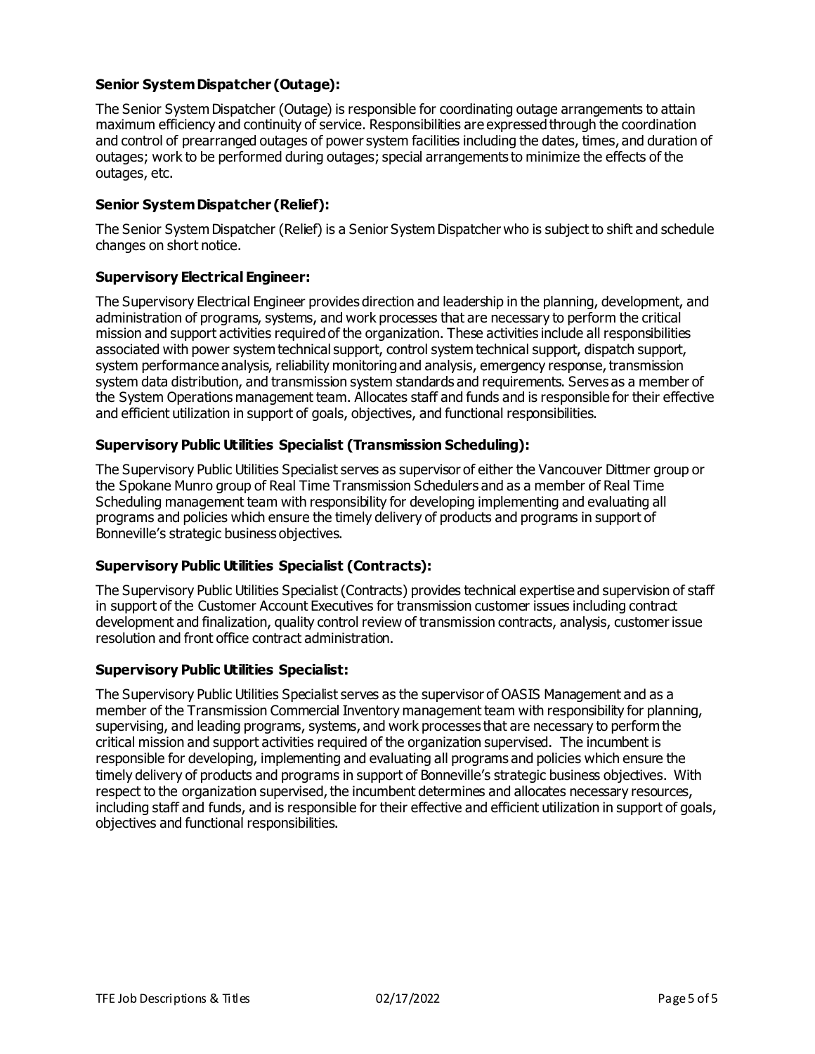**Senior System Dispatcher (Outage):**

The Senior System Dispatcher (Outage) is responsible for coordinating outage arrangements to attain maximum efficiency and continuity of service. Responsibilities are expressed through the coordination and control of prearranged outages of power system facilities including the dates, times, and duration of outages; work to be performed during outages; special arrangements to minimize the effects of the outages, etc.

**Senior System Dispatcher (Relief):**

The Senior System Dispatcher (Relief) is a Senior System Dispatcher who is subject to shift and schedule changes on short notice.

**Supervisory Electrical Engineer:**

The Supervisory Electrical Engineer provides direction and leadership in the planning, development, and administration of programs, systems, and work processes that are necessary to perform the critical mission and support activities required of the organization. These activities include all responsibilities associated with power system technical support, control system technical support, dispatch support, system performance analysis, reliability monitoring and analysis, emergency response, transmission system data distribution, and transmission system standards and requirements. Serves as a member of the System Operations management team. Allocates staff and funds and is responsible for their effective and efficient utilization in support of goals, objectives, and functional responsibilities.

**Supervisory Public Utilities Specialist (Transmission Scheduling):**

The Supervisory Public Utilities Specialist serves as supervisor of either the Vancouver Dittmer group or the Spokane Munro group of Real Time Transmission Schedulers and as a member of Real Time Scheduling management team with responsibility for developing implementing and evaluating all programs and policies which ensure the timely delivery of products and programs in support of Bonneville's strategic business objectives.

**Supervisory Public Utilities Specialist (Contracts):**

The Supervisory Public Utilities Specialist (Contracts) provides technical expertise and supervision of staff in support of the Customer Account Executives for transmission customer issues including contract development and finalization, quality control review of transmission contracts, analysis, customer issue resolution and front office contract administration.

**Supervisory Public Utilities Specialist:**

The Supervisory Public Utilities Specialist serves as the supervisor of OASIS Management and as a member of the Transmission Commercial Inventory management team with responsibility for planning, supervising, and leading programs, systems, and work processes that are necessary to perform the critical mission and support activities required of the organization supervised. The incumbent is responsible for developing, implementing and evaluating all programs and policies which ensure the timely delivery of products and programs in support of Bonneville's strategic business objectives. With respect to the organization supervised, the incumbent determines and allocates necessary resources, including staff and funds, and is responsible for their effective and efficient utilization in support of goals, objectives and functional responsibilities.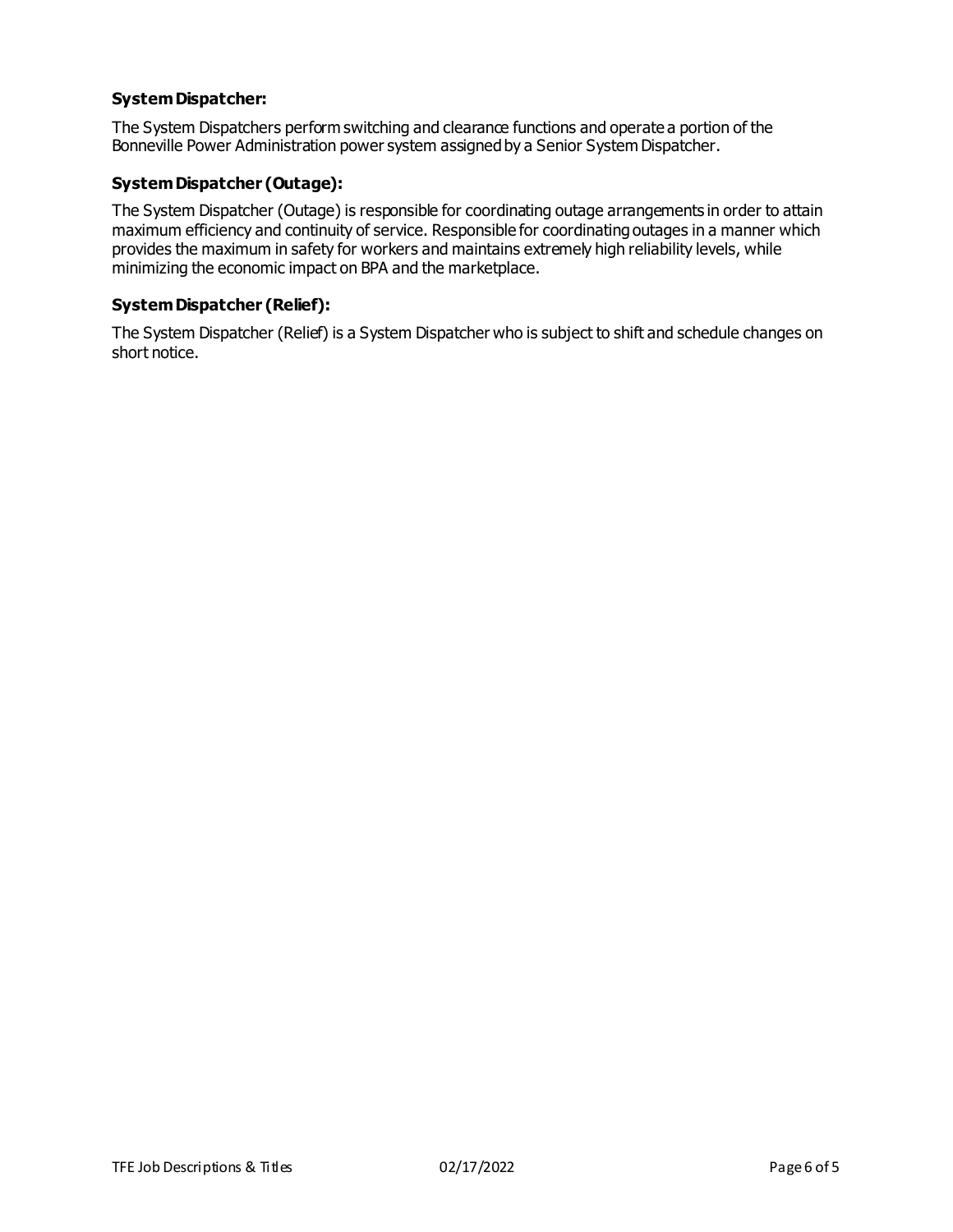**System Dispatcher:**

The System Dispatchers perform switching and clearance functions and operate a portion of the Bonneville Power Administration power system assigned by a Senior System Dispatcher.

**System Dispatcher (Outage):**

The System Dispatcher (Outage) is responsible for coordinating outage arrangements in order to attain maximum efficiency and continuity of service. Responsible for coordinating outages in a manner which provides the maximum in safety for workers and maintains extremely high reliability levels, while minimizing the economic impact on BPA and the marketplace.

**System Dispatcher (Relief):**

The System Dispatcher (Relief) is a System Dispatcher who is subject to shift and schedule changes on short notice.